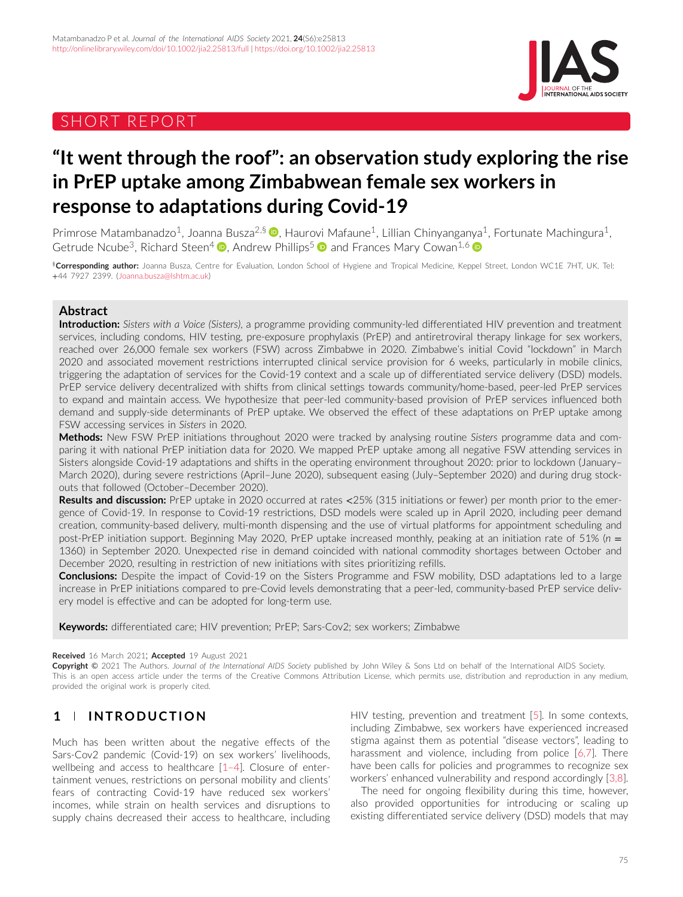SHORT REPORT

# "It went through the roof": an observation study exploring the rise in PrEP uptake among Zimbabwean female sex workers in response to adaptations during Covid-19

Primrose Matambanadzo[1], Joanna Busza[2,§], Haurovi Mafaune[1], Lillian Chinyanganya[1], Fortunate Machingura[1], Getrude Ncube[3], Richard Steen[4], Andrew Phillips[5] and Frances Mary Cowan[1,6]

[§]**Corresponding author:** Joanna Busza, Centre for Evaluation, London School of Hygiene and Tropical Medicine, Keppel Street, London WC1E 7HT, UK. Tel: +44 7927 2399. (Joanna.busza@lshtm.ac.uk)

## Abstract

**Introduction:** *Sisters with a Voice (Sisters)*, a programme providing community-led differentiated HIV prevention and treatment services, including condoms, HIV testing, pre-exposure prophylaxis (PrEP) and antiretroviral therapy linkage for sex workers, reached over 26,000 female sex workers (FSW) across Zimbabwe in 2020. Zimbabwe's initial Covid "lockdown" in March 2020 and associated movement restrictions interrupted clinical service provision for 6 weeks, particularly in mobile clinics, triggering the adaptation of services for the Covid-19 context and a scale up of differentiated service delivery (DSD) models. PrEP service delivery decentralized with shifts from clinical settings towards community/home-based, peer-led PrEP services to expand and maintain access. We hypothesize that peer-led community-based provision of PrEP services influenced both demand and supply-side determinants of PrEP uptake. We observed the effect of these adaptations on PrEP uptake among FSW accessing services in *Sisters* in 2020.

**Methods:** New FSW PrEP initiations throughout 2020 were tracked by analysing routine *Sisters* programme data and comparing it with national PrEP initiation data for 2020. We mapped PrEP uptake among all negative FSW attending services in Sisters alongside Covid-19 adaptations and shifts in the operating environment throughout 2020: prior to lockdown (January–March 2020), during severe restrictions (April–June 2020), subsequent easing (July–September 2020) and during drug stock-outs that followed (October–December 2020).

**Results and discussion:** PrEP uptake in 2020 occurred at rates <25% (315 initiations or fewer) per month prior to the emergence of Covid-19. In response to Covid-19 restrictions, DSD models were scaled up in April 2020, including peer demand creation, community-based delivery, multi-month dispensing and the use of virtual platforms for appointment scheduling and post-PrEP initiation support. Beginning May 2020, PrEP uptake increased monthly, peaking at an initiation rate of 51% ($n$ = 1360) in September 2020. Unexpected rise in demand coincided with national commodity shortages between October and December 2020, resulting in restriction of new initiations with sites prioritizing refills.

**Conclusions:** Despite the impact of Covid-19 on the Sisters Programme and FSW mobility, DSD adaptations led to a large increase in PrEP initiations compared to pre-Covid levels demonstrating that a peer-led, community-based PrEP service delivery model is effective and can be adopted for long-term use.

**Keywords:** differentiated care; HIV prevention; PrEP; Sars-Cov2; sex workers; Zimbabwe

**Received** 16 March 2021; **Accepted** 19 August 2021

**Copyright** © 2021 The Authors. *Journal of the International AIDS Society* published by John Wiley & Sons Ltd on behalf of the International AIDS Society. This is an open access article under the terms of the Creative Commons Attribution License, which permits use, distribution and reproduction in any medium, provided the original work is properly cited.

## 1 | INTRODUCTION

Much has been written about the negative effects of the Sars-Cov2 pandemic (Covid-19) on sex workers' livelihoods, wellbeing and access to healthcare [1–4]. Closure of entertainment venues, restrictions on personal mobility and clients' fears of contracting Covid-19 have reduced sex workers' incomes, while strain on health services and disruptions to supply chains decreased their access to healthcare, including HIV testing, prevention and treatment [5]. In some contexts, including Zimbabwe, sex workers have experienced increased stigma against them as potential "disease vectors", leading to harassment and violence, including from police [6,7]. There have been calls for policies and programmes to recognize sex workers' enhanced vulnerability and respond accordingly [3,8].

The need for ongoing flexibility during this time, however, also provided opportunities for introducing or scaling up existing differentiated service delivery (DSD) models that may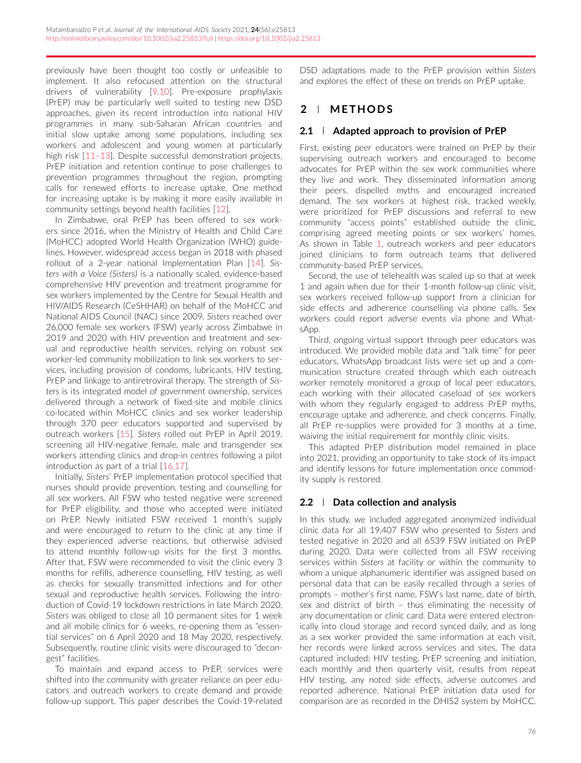previously have been thought too costly or unfeasible to implement. It also refocused attention on the structural drivers of vulnerability [9,10]. Pre-exposure prophylaxis (PrEP) may be particularly well suited to testing new DSD approaches, given its recent introduction into national HIV programmes in many sub-Saharan African countries and initial slow uptake among some populations, including sex workers and adolescent and young women at particularly high risk [11–13]. Despite successful demonstration projects, PrEP initiation and retention continue to pose challenges to prevention programmes throughout the region, prompting calls for renewed efforts to increase uptake. One method for increasing uptake is by making it more easily available in community settings beyond health facilities [12].

In Zimbabwe, oral PrEP has been offered to sex workers since 2016, when the Ministry of Health and Child Care (MoHCC) adopted World Health Organization (WHO) guidelines. However, widespread access began in 2018 with phased rollout of a 2-year national Implementation Plan [14]. *Sisters with a Voice (Sisters)* is a nationally scaled, evidence-based comprehensive HIV prevention and treatment programme for sex workers implemented by the Centre for Sexual Health and HIV/AIDS Research (CeSHHAR) on behalf of the MoHCC and National AIDS Council (NAC) since 2009. *Sisters* reached over 26,000 female sex workers (FSW) yearly across Zimbabwe in 2019 and 2020 with HIV prevention and treatment and sexual and reproductive health services, relying on robust sex worker-led community mobilization to link sex workers to services, including provision of condoms, lubricants, HIV testing, PrEP and linkage to antiretroviral therapy. The strength of *Sisters* is its integrated model of government ownership, services delivered through a network of fixed-site and mobile clinics co-located within MoHCC clinics and sex worker leadership through 370 peer educators supported and supervised by outreach workers [15]. *Sisters* rolled out PrEP in April 2019, screening all HIV-negative female, male and transgender sex workers attending clinics and drop-in centres following a pilot introduction as part of a trial [16,17].

Initially, *Sisters'* PrEP implementation protocol specified that nurses should provide prevention, testing and counselling for all sex workers. All FSW who tested negative were screened for PrEP eligibility, and those who accepted were initiated on PrEP. Newly initiated FSW received 1 month's supply and were encouraged to return to the clinic at any time if they experienced adverse reactions, but otherwise advised to attend monthly follow-up visits for the first 3 months. After that, FSW were recommended to visit the clinic every 3 months for refills, adherence counselling, HIV testing, as well as checks for sexually transmitted infections and for other sexual and reproductive health services. Following the introduction of Covid-19 lockdown restrictions in late March 2020, *Sisters* was obliged to close all 10 permanent sites for 1 week and all mobile clinics for 6 weeks, re-opening them as "essential services" on 6 April 2020 and 18 May 2020, respectively. Subsequently, routine clinic visits were discouraged to "decongest" facilities.

To maintain and expand access to PrEP, services were shifted into the community with greater reliance on peer educators and outreach workers to create demand and provide follow-up support. This paper describes the Covid-19-related DSD adaptations made to the PrEP provision within *Sisters* and explores the effect of these on trends on PrEP uptake.

## 2 | METHODS

### 2.1 | Adapted approach to provision of PrEP

First, existing peer educators were trained on PrEP by their supervising outreach workers and encouraged to become advocates for PrEP within the sex work communities where they live and work. They disseminated information among their peers, dispelled myths and encouraged increased demand. The sex workers at highest risk, tracked weekly, were prioritized for PrEP discussions and referral to new community "access points" established outside the clinic, comprising agreed meeting points or sex workers' homes. As shown in Table 1, outreach workers and peer educators joined clinicians to form outreach teams that delivered community-based PrEP services.

Second, the use of telehealth was scaled up so that at week 1 and again when due for their 1-month follow-up clinic visit, sex workers received follow-up support from a clinician for side effects and adherence counselling via phone calls. Sex workers could report adverse events via phone and WhatsApp.

Third, ongoing virtual support through peer educators was introduced. We provided mobile data and "talk time" for peer educators, WhatsApp broadcast lists were set up and a communication structure created through which each outreach worker remotely monitored a group of local peer educators, each working with their allocated caseload of sex workers with whom they regularly engaged to address PrEP myths, encourage uptake and adherence, and check concerns. Finally, all PrEP re-supplies were provided for 3 months at a time, waiving the initial requirement for monthly clinic visits.

This adapted PrEP distribution model remained in place into 2021, providing an opportunity to take stock of its impact and identify lessons for future implementation once commodity supply is restored.

### 2.2 | Data collection and analysis

In this study, we included aggregated anonymized individual clinic data for all 19,407 FSW who presented to *Sisters* and tested negative in 2020 and all 6539 FSW initiated on PrEP during 2020. Data were collected from all FSW receiving services within *Sisters* at facility or within the community to whom a unique alphanumeric identifier was assigned based on personal data that can be easily recalled through a series of prompts – mother's first name, FSW's last name, date of birth, sex and district of birth – thus eliminating the necessity of any documentation or clinic card. Data were entered electronically into cloud storage and record synced daily, and as long as a sex worker provided the same information at each visit, her records were linked across services and sites. The data captured included: HIV testing, PrEP screening and initiation, each monthly and then quarterly visit, results from repeat HIV testing, any noted side effects, adverse outcomes and reported adherence. National PrEP initiation data used for comparison are as recorded in the DHIS2 system by MoHCC.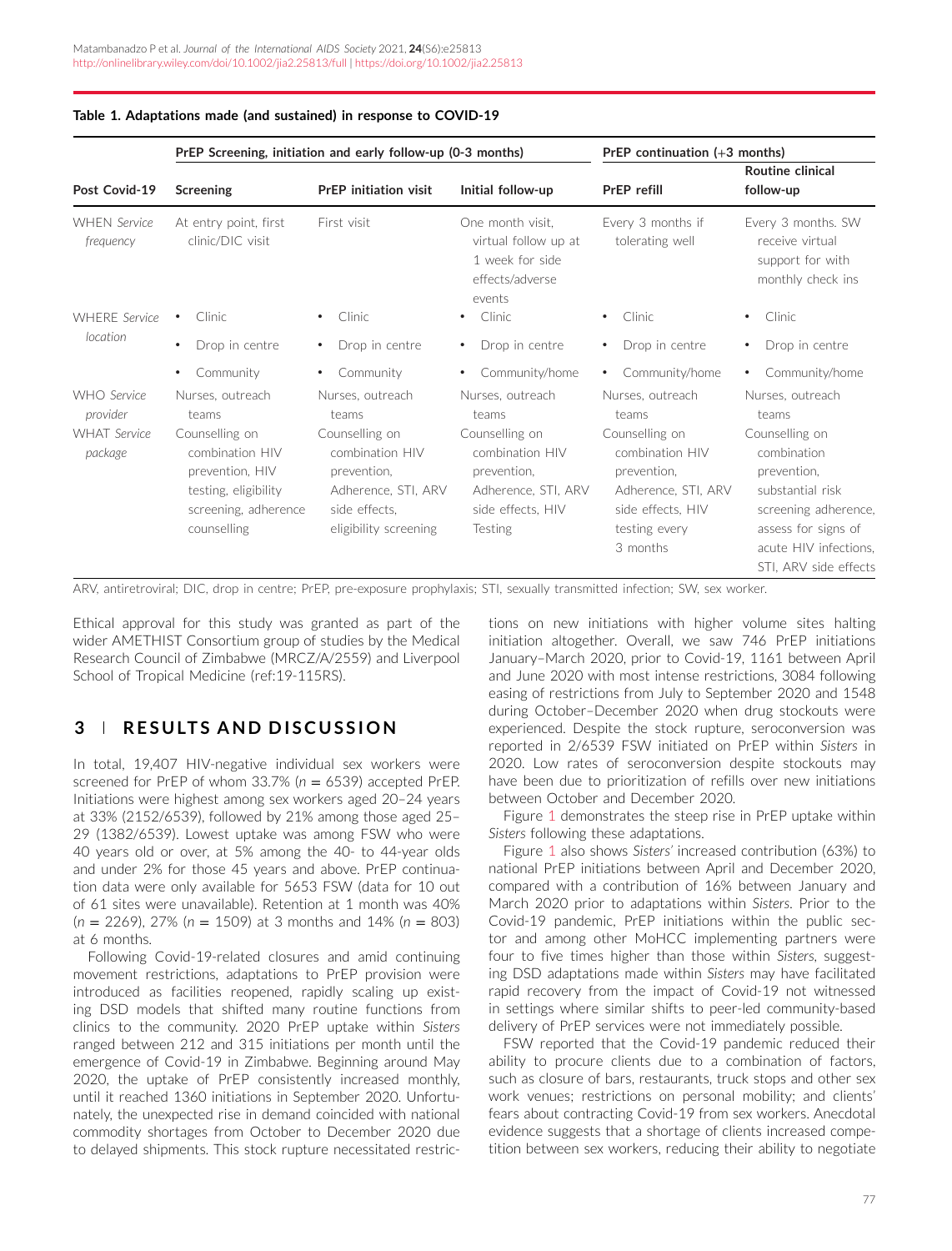**Table 1. Adaptations made (and sustained) in response to COVID-19**

| | PrEP Screening, initiation and early follow-up (0-3 months) | | | PrEP continuation (+3 months) | |
|---|---|---|---|---|---|
| **Post Covid-19** | **Screening** | **PrEP initiation visit** | **Initial follow-up** | **PrEP refill** | **Routine clinical follow-up** |
| WHEN *Service frequency* | At entry point, first clinic/DIC visit | First visit | One month visit, virtual follow up at 1 week for side effects/adverse events | Every 3 months if tolerating well | Every 3 months. SW receive virtual support for with monthly check ins |
| WHERE *Service location* | • Clinic<br>• Drop in centre<br>• Community | • Clinic<br>• Drop in centre<br>• Community | • Clinic<br>• Drop in centre<br>• Community/home | • Clinic<br>• Drop in centre<br>• Community/home | • Clinic<br>• Drop in centre<br>• Community/home |
| WHO *Service provider* | Nurses, outreach teams | Nurses, outreach teams | Nurses, outreach teams | Nurses, outreach teams | Nurses, outreach teams |
| WHAT *Service package* | Counselling on combination HIV prevention, HIV testing, eligibility screening, adherence counselling | Counselling on combination HIV prevention, Adherence, STI, ARV side effects, eligibility screening | Counselling on combination HIV prevention, Adherence, STI, ARV side effects, HIV Testing | Counselling on combination HIV prevention, Adherence, STI, ARV side effects, HIV testing every 3 months | Counselling on combination prevention, substantial risk screening adherence, assess for signs of acute HIV infections, STI, ARV side effects |

ARV, antiretroviral; DIC, drop in centre; PrEP, pre-exposure prophylaxis; STI, sexually transmitted infection; SW, sex worker.

Ethical approval for this study was granted as part of the wider AMETHIST Consortium group of studies by the Medical Research Council of Zimbabwe (MRCZ/A/2559) and Liverpool School of Tropical Medicine (ref:19-115RS).

## 3 | RESULTS AND DISCUSSION

In total, 19,407 HIV-negative individual sex workers were screened for PrEP of whom 33.7% ($n = 6539$) accepted PrEP. Initiations were highest among sex workers aged 20–24 years at 33% (2152/6539), followed by 21% among those aged 25–29 (1382/6539). Lowest uptake was among FSW who were 40 years old or over, at 5% among the 40- to 44-year olds and under 2% for those 45 years and above. PrEP continuation data were only available for 5653 FSW (data for 10 out of 61 sites were unavailable). Retention at 1 month was 40% ($n = 2269$), 27% ($n = 1509$) at 3 months and 14% ($n = 803$) at 6 months.

Following Covid-19-related closures and amid continuing movement restrictions, adaptations to PrEP provision were introduced as facilities reopened, rapidly scaling up existing DSD models that shifted many routine functions from clinics to the community. 2020 PrEP uptake within *Sisters* ranged between 212 and 315 initiations per month until the emergence of Covid-19 in Zimbabwe. Beginning around May 2020, the uptake of PrEP consistently increased monthly, until it reached 1360 initiations in September 2020. Unfortunately, the unexpected rise in demand coincided with national commodity shortages from October to December 2020 due to delayed shipments. This stock rupture necessitated restrictions on new initiations with higher volume sites halting initiation altogether. Overall, we saw 746 PrEP initiations January–March 2020, prior to Covid-19, 1161 between April and June 2020 with most intense restrictions, 3084 following easing of restrictions from July to September 2020 and 1548 during October–December 2020 when drug stockouts were experienced. Despite the stock rupture, seroconversion was reported in 2/6539 FSW initiated on PrEP within *Sisters* in 2020. Low rates of seroconversion despite stockouts may have been due to prioritization of refills over new initiations between October and December 2020.

Figure 1 demonstrates the steep rise in PrEP uptake within *Sisters* following these adaptations.

Figure 1 also shows *Sisters'* increased contribution (63%) to national PrEP initiations between April and December 2020, compared with a contribution of 16% between January and March 2020 prior to adaptations within *Sisters*. Prior to the Covid-19 pandemic, PrEP initiations within the public sector and among other MoHCC implementing partners were four to five times higher than those within *Sisters*, suggesting DSD adaptations made within *Sisters* may have facilitated rapid recovery from the impact of Covid-19 not witnessed in settings where similar shifts to peer-led community-based delivery of PrEP services were not immediately possible.

FSW reported that the Covid-19 pandemic reduced their ability to procure clients due to a combination of factors, such as closure of bars, restaurants, truck stops and other sex work venues; restrictions on personal mobility; and clients' fears about contracting Covid-19 from sex workers. Anecdotal evidence suggests that a shortage of clients increased competition between sex workers, reducing their ability to negotiate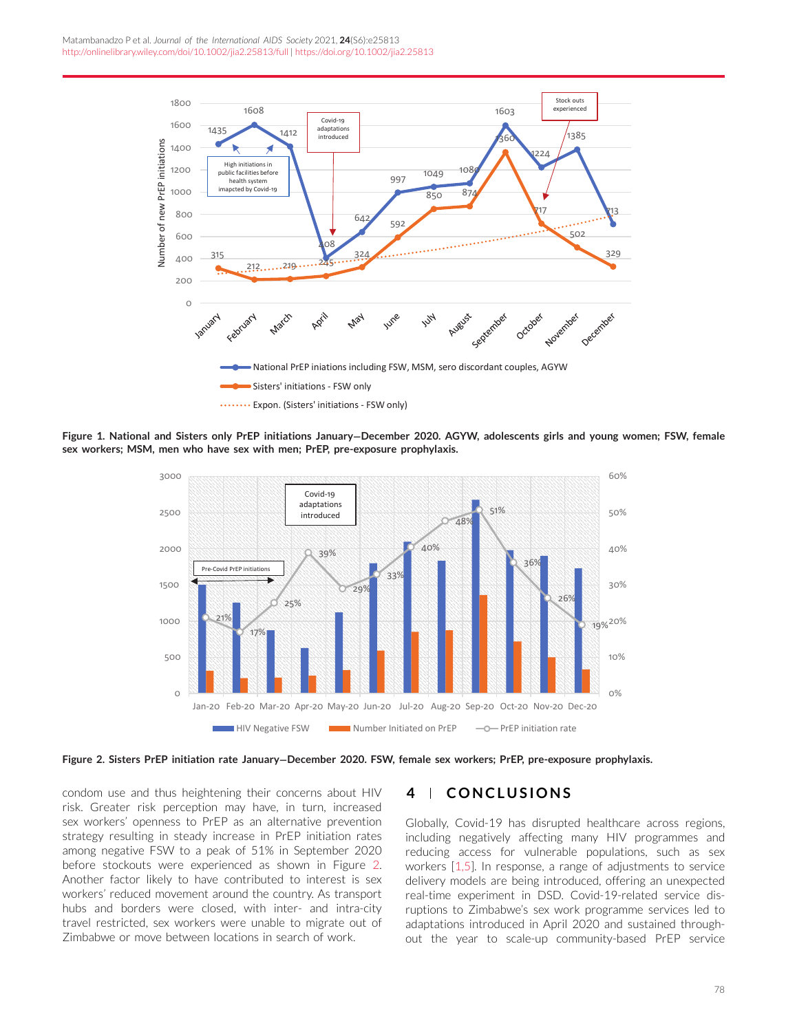Figure 1. National and Sisters only PrEP initiations January–December 2020. AGYW, adolescents girls and young women; FSW, female sex workers; MSM, men who have sex with men; PrEP, pre-exposure prophylaxis.

Figure 2. Sisters PrEP initiation rate January–December 2020. FSW, female sex workers; PrEP, pre-exposure prophylaxis.

condom use and thus heightening their concerns about HIV risk. Greater risk perception may have, in turn, increased sex workers' openness to PrEP as an alternative prevention strategy resulting in steady increase in PrEP initiation rates among negative FSW to a peak of 51% in September 2020 before stockouts were experienced as shown in Figure 2. Another factor likely to have contributed to interest is sex workers' reduced movement around the country. As transport hubs and borders were closed, with inter- and intra-city travel restricted, sex workers were unable to migrate out of Zimbabwe or move between locations in search of work.

## 4 | CONCLUSIONS

Globally, Covid-19 has disrupted healthcare across regions, including negatively affecting many HIV programmes and reducing access for vulnerable populations, such as sex workers [1,5]. In response, a range of adjustments to service delivery models are being introduced, offering an unexpected real-time experiment in DSD. Covid-19-related service disruptions to Zimbabwe's sex work programme services led to adaptations introduced in April 2020 and sustained throughout the year to scale-up community-based PrEP service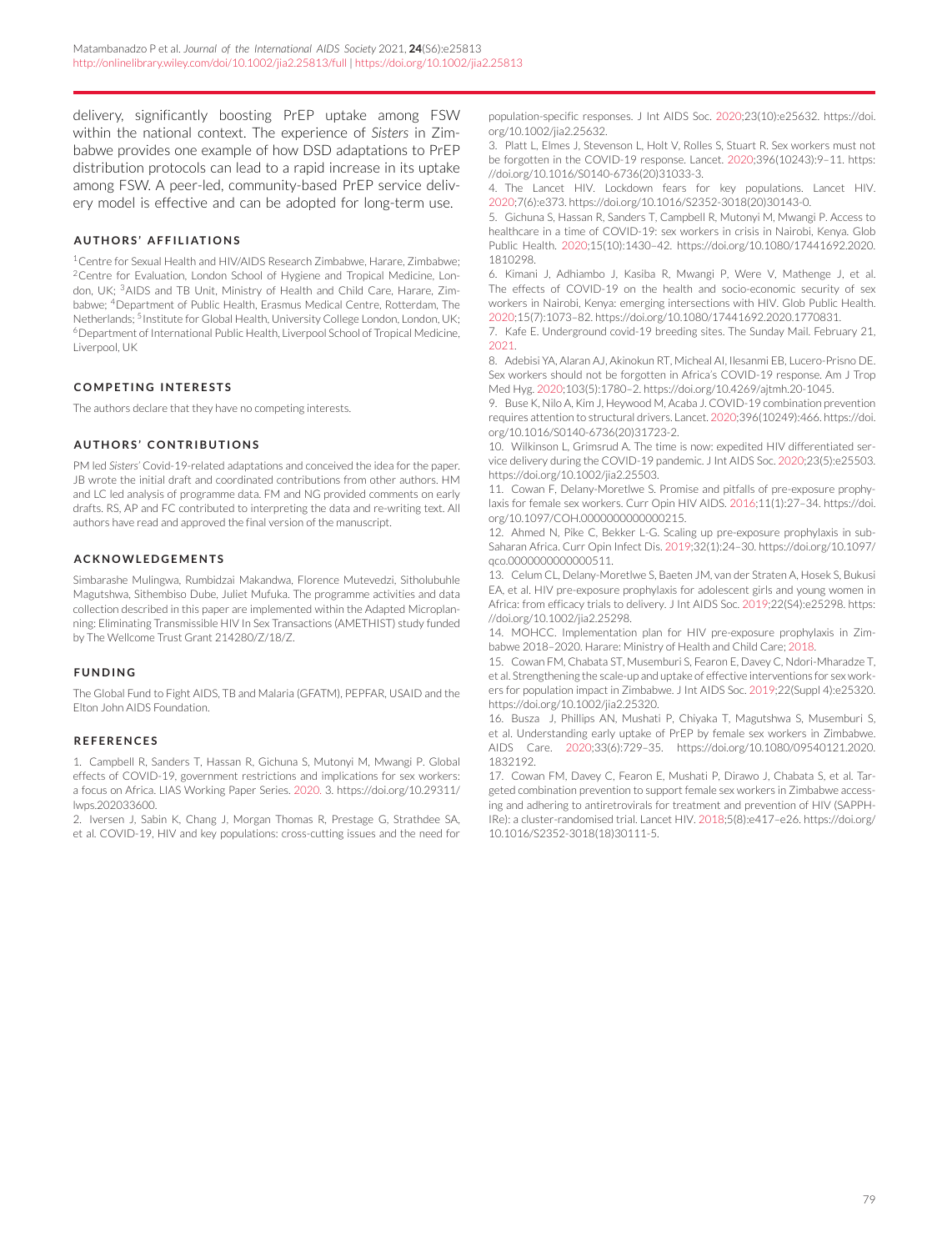delivery, significantly boosting PrEP uptake among FSW within the national context. The experience of *Sisters* in Zimbabwe provides one example of how DSD adaptations to PrEP distribution protocols can lead to a rapid increase in its uptake among FSW. A peer-led, community-based PrEP service delivery model is effective and can be adopted for long-term use.

### AUTHORS' AFFILIATIONS

[1]Centre for Sexual Health and HIV/AIDS Research Zimbabwe, Harare, Zimbabwe; [2]Centre for Evaluation, London School of Hygiene and Tropical Medicine, London, UK; [3]AIDS and TB Unit, Ministry of Health and Child Care, Harare, Zimbabwe; [4]Department of Public Health, Erasmus Medical Centre, Rotterdam, The Netherlands; [5]Institute for Global Health, University College London, London, UK; [6]Department of International Public Health, Liverpool School of Tropical Medicine, Liverpool, UK

### COMPETING INTERESTS

The authors declare that they have no competing interests.

### AUTHORS' CONTRIBUTIONS

PM led *Sisters'* Covid-19-related adaptations and conceived the idea for the paper. JB wrote the initial draft and coordinated contributions from other authors. HM and LC led analysis of programme data. FM and NG provided comments on early drafts. RS, AP and FC contributed to interpreting the data and re-writing text. All authors have read and approved the final version of the manuscript.

### ACKNOWLEDGEMENTS

Simbarashe Mulingwa, Rumbidzai Makandwa, Florence Mutevedzi, Sitholubuhle Magutshwa, Sithembiso Dube, Juliet Mufuka. The programme activities and data collection described in this paper are implemented within the Adapted Microplanning: Eliminating Transmissible HIV In Sex Transactions (AMETHIST) study funded by The Wellcome Trust Grant 214280/Z/18/Z.

### FUNDING

The Global Fund to Fight AIDS, TB and Malaria (GFATM), PEPFAR, USAID and the Elton John AIDS Foundation.

### REFERENCES

1. Campbell R, Sanders T, Hassan R, Gichuna S, Mutonyi M, Mwangi P. Global effects of COVID-19, government restrictions and implications for sex workers: a focus on Africa. LIAS Working Paper Series. 2020. 3. https://doi.org/10.29311/lwps.202033600.
2. Iversen J, Sabin K, Chang J, Morgan Thomas R, Prestage G, Strathdee SA, et al. COVID-19, HIV and key populations: cross-cutting issues and the need for population-specific responses. J Int AIDS Soc. 2020;23(10):e25632. https://doi.org/10.1002/jia2.25632.
3. Platt L, Elmes J, Stevenson L, Holt V, Rolles S, Stuart R. Sex workers must not be forgotten in the COVID-19 response. Lancet. 2020;396(10243):9–11. https://doi.org/10.1016/S0140-6736(20)31033-3.
4. The Lancet HIV. Lockdown fears for key populations. Lancet HIV. 2020;7(6):e373. https://doi.org/10.1016/S2352-3018(20)30143-0.
5. Gichuna S, Hassan R, Sanders T, Campbell R, Mutonyi M, Mwangi P. Access to healthcare in a time of COVID-19: sex workers in crisis in Nairobi, Kenya. Glob Public Health. 2020;15(10):1430–42. https://doi.org/10.1080/17441692.2020.1810298.
6. Kimani J, Adhiambo J, Kasiba R, Mwangi P, Were V, Mathenge J, et al. The effects of COVID-19 on the health and socio-economic security of sex workers in Nairobi, Kenya: emerging intersections with HIV. Glob Public Health. 2020;15(7):1073–82. https://doi.org/10.1080/17441692.2020.1770831.
7. Kafe E. Underground covid-19 breeding sites. The Sunday Mail. February 21, 2021.
8. Adebisi YA, Alaran AJ, Akinokun RT, Micheal AI, Ilesanmi EB, Lucero-Prisno DE. Sex workers should not be forgotten in Africa's COVID-19 response. Am J Trop Med Hyg. 2020;103(5):1780–2. https://doi.org/10.4269/ajtmh.20-1045.
9. Buse K, Nilo A, Kim J, Heywood M, Acaba J. COVID-19 combination prevention requires attention to structural drivers. Lancet. 2020;396(10249):466. https://doi.org/10.1016/S0140-6736(20)31723-2.
10. Wilkinson L, Grimsrud A. The time is now: expedited HIV differentiated service delivery during the COVID-19 pandemic. J Int AIDS Soc. 2020;23(5):e25503. https://doi.org/10.1002/jia2.25503.
11. Cowan F, Delany-Moretlwe S. Promise and pitfalls of pre-exposure prophylaxis for female sex workers. Curr Opin HIV AIDS. 2016;11(1):27–34. https://doi.org/10.1097/COH.0000000000000215.
12. Ahmed N, Pike C, Bekker L-G. Scaling up pre-exposure prophylaxis in sub-Saharan Africa. Curr Opin Infect Dis. 2019;32(1):24–30. https://doi.org/10.1097/qco.0000000000000511.
13. Celum CL, Delany-Moretlwe S, Baeten JM, van der Straten A, Hosek S, Bukusi EA, et al. HIV pre-exposure prophylaxis for adolescent girls and young women in Africa: from efficacy trials to delivery. J Int AIDS Soc. 2019;22(S4):e25298. https://doi.org/10.1002/jia2.25298.
14. MOHCC. Implementation plan for HIV pre-exposure prophylaxis in Zimbabwe 2018–2020. Harare: Ministry of Health and Child Care; 2018.
15. Cowan FM, Chabata ST, Musemburi S, Fearon E, Davey C, Ndori-Mharadze T, et al. Strengthening the scale-up and uptake of effective interventions for sex workers for population impact in Zimbabwe. J Int AIDS Soc. 2019;22(Suppl 4):e25320. https://doi.org/10.1002/jia2.25320.
16. Busza J, Phillips AN, Mushati P, Chiyaka T, Magutshwa S, Musemburi S, et al. Understanding early uptake of PrEP by female sex workers in Zimbabwe. AIDS Care. 2020;33(6):729–35. https://doi.org/10.1080/09540121.2020.1832192.
17. Cowan FM, Davey C, Fearon E, Mushati P, Dirawo J, Chabata S, et al. Targeted combination prevention to support female sex workers in Zimbabwe accessing and adhering to antiretrovirals for treatment and prevention of HIV (SAPPH-IRe): a cluster-randomised trial. Lancet HIV. 2018;5(8):e417–e26. https://doi.org/10.1016/S2352-3018(18)30111-5.